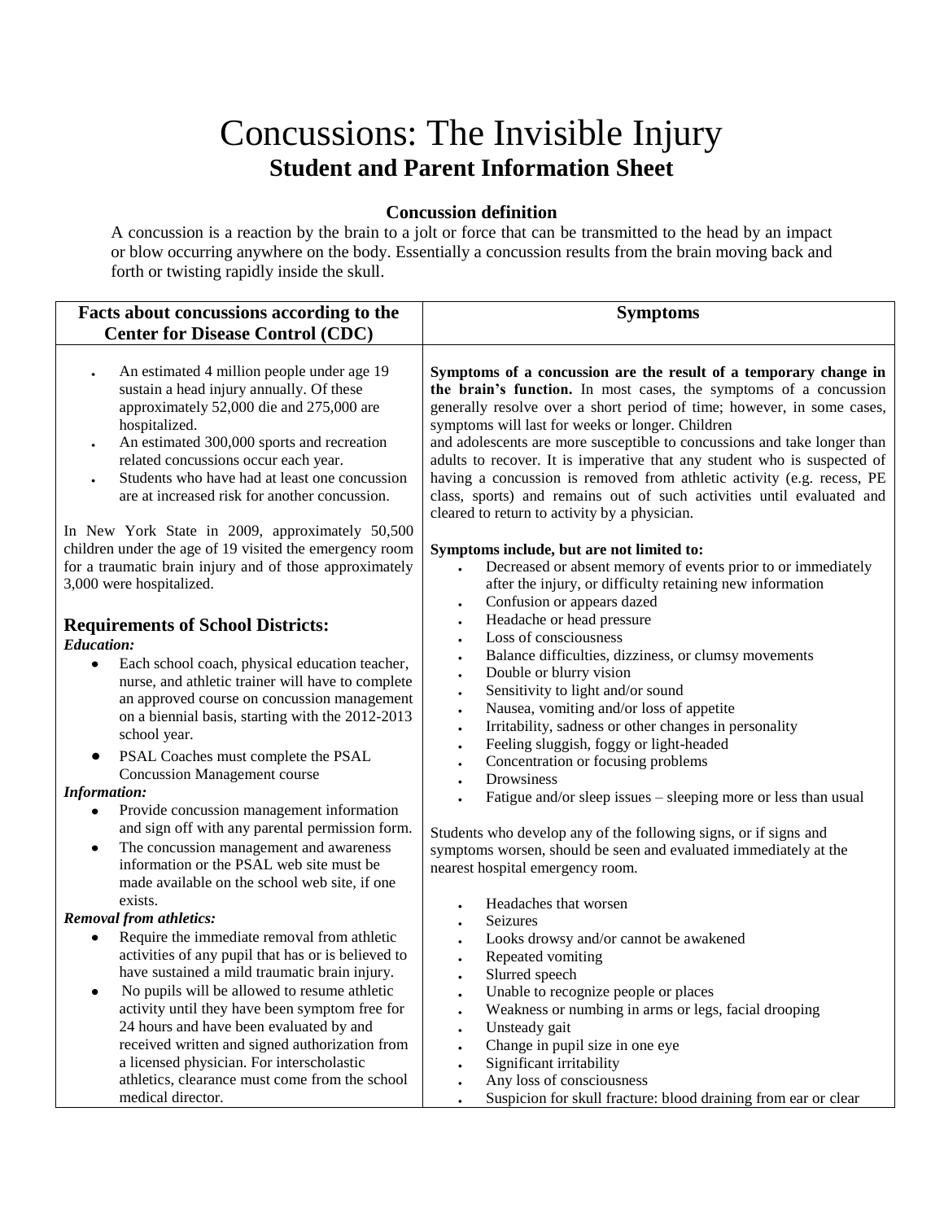# Concussions: The Invisible Injury

## Student and Parent Information Sheet

### Concussion definition

A concussion is a reaction by the brain to a jolt or force that can be transmitted to the head by an impact or blow occurring anywhere on the body. Essentially a concussion results from the brain moving back and forth or twisting rapidly inside the skull.

### Facts about concussions according to the Center for Disease Control (CDC)

- An estimated 4 million people under age 19 sustain a head injury annually. Of these approximately 52,000 die and 275,000 are hospitalized.
- An estimated 300,000 sports and recreation related concussions occur each year.
- Students who have had at least one concussion are at increased risk for another concussion.

In New York State in 2009, approximately 50,500 children under the age of 19 visited the emergency room for a traumatic brain injury and of those approximately 3,000 were hospitalized.

### Requirements of School Districts:

***Education:***

- Each school coach, physical education teacher, nurse, and athletic trainer will have to complete an approved course on concussion management on a biennial basis, starting with the 2012-2013 school year.
- PSAL Coaches must complete the PSAL Concussion Management course

***Information:***

- Provide concussion management information and sign off with any parental permission form.
- The concussion management and awareness information or the PSAL web site must be made available on the school web site, if one exists.

***Removal from athletics:***

- Require the immediate removal from athletic activities of any pupil that has or is believed to have sustained a mild traumatic brain injury.
- No pupils will be allowed to resume athletic activity until they have been symptom free for 24 hours and have been evaluated by and received written and signed authorization from a licensed physician. For interscholastic athletics, clearance must come from the school medical director.

### Symptoms

**Symptoms of a concussion are the result of a temporary change in the brain's function.** In most cases, the symptoms of a concussion generally resolve over a short period of time; however, in some cases, symptoms will last for weeks or longer. Children and adolescents are more susceptible to concussions and take longer than adults to recover. It is imperative that any student who is suspected of having a concussion is removed from athletic activity (e.g. recess, PE class, sports) and remains out of such activities until evaluated and cleared to return to activity by a physician.

**Symptoms include, but are not limited to:**

- Decreased or absent memory of events prior to or immediately after the injury, or difficulty retaining new information
- Confusion or appears dazed
- Headache or head pressure
- Loss of consciousness
- Balance difficulties, dizziness, or clumsy movements
- Double or blurry vision
- Sensitivity to light and/or sound
- Nausea, vomiting and/or loss of appetite
- Irritability, sadness or other changes in personality
- Feeling sluggish, foggy or light-headed
- Concentration or focusing problems
- Drowsiness
- Fatigue and/or sleep issues – sleeping more or less than usual

Students who develop any of the following signs, or if signs and symptoms worsen, should be seen and evaluated immediately at the nearest hospital emergency room.

- Headaches that worsen
- Seizures
- Looks drowsy and/or cannot be awakened
- Repeated vomiting
- Slurred speech
- Unable to recognize people or places
- Weakness or numbing in arms or legs, facial drooping
- Unsteady gait
- Change in pupil size in one eye
- Significant irritability
- Any loss of consciousness
- Suspicion for skull fracture: blood draining from ear or clear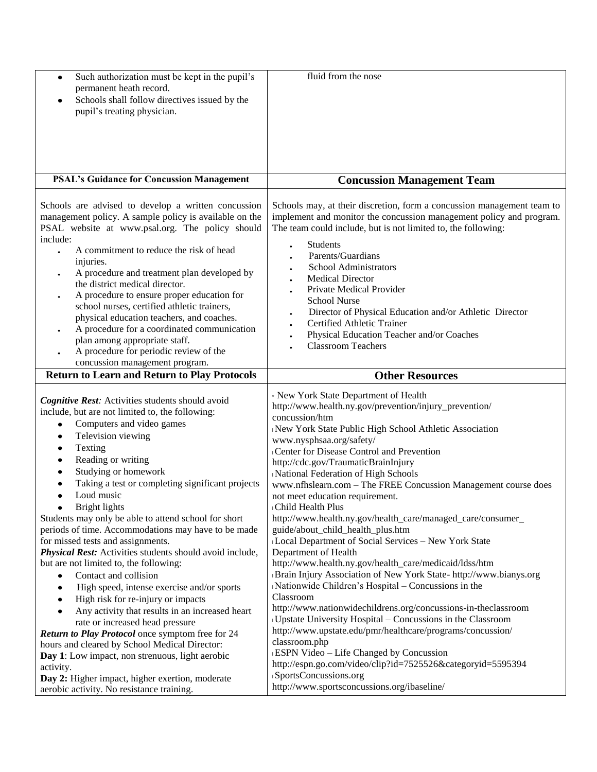- Such authorization must be kept in the pupil's permanent heath record.
- Schools shall follow directives issued by the pupil's treating physician.

fluid from the nose

## PSAL's Guidance for Concussion Management

Schools are advised to develop a written concussion management policy. A sample policy is available on the PSAL website at www.psal.org. The policy should include:

- A commitment to reduce the risk of head injuries.
- A procedure and treatment plan developed by the district medical director.
- A procedure to ensure proper education for school nurses, certified athletic trainers, physical education teachers, and coaches.
- A procedure for a coordinated communication plan among appropriate staff.
- A procedure for periodic review of the concussion management program.

## Concussion Management Team

Schools may, at their discretion, form a concussion management team to implement and monitor the concussion management policy and program. The team could include, but is not limited to, the following:

- Students
- Parents/Guardians
- School Administrators
- Medical Director
- Private Medical Provider
- School Nurse
- Director of Physical Education and/or Athletic Director
- Certified Athletic Trainer
- Physical Education Teacher and/or Coaches
- Classroom Teachers

## Return to Learn and Return to Play Protocols

***Cognitive Rest**:* Activities students should avoid include, but are not limited to, the following:

- Computers and video games
- Television viewing
- Texting
- Reading or writing
- Studying or homework
- Taking a test or completing significant projects
- Loud music
- Bright lights

Students may only be able to attend school for short periods of time. Accommodations may have to be made for missed tests and assignments.

***Physical Rest:*** Activities students should avoid include, but are not limited to, the following:

- Contact and collision
- High speed, intense exercise and/or sports
- High risk for re-injury or impacts
- Any activity that results in an increased heart rate or increased head pressure

***Return to Play Protocol*** once symptom free for 24 hours and cleared by School Medical Director:

**Day 1**: Low impact, non strenuous, light aerobic activity.

**Day 2:** Higher impact, higher exertion, moderate aerobic activity. No resistance training.

## Other Resources

- New York State Department of Health http://www.health.ny.gov/prevention/injury_prevention/concussion/htm
- New York State Public High School Athletic Association www.nysphsaa.org/safety/
- Center for Disease Control and Prevention http://cdc.gov/TraumaticBrainInjury
- National Federation of High Schools www.nfhslearn.com – The FREE Concussion Management course does not meet education requirement.
- Child Health Plus http://www.health.ny.gov/health_care/managed_care/consumer_guide/about_child_health_plus.htm
- Local Department of Social Services – New York State Department of Health http://www.health.ny.gov/health_care/medicaid/ldss/htm
- Brain Injury Association of New York State- http://www.bianys.org
- Nationwide Children's Hospital – Concussions in the Classroom http://www.nationwidechildrens.org/concussions-in-theclassroom
- Upstate University Hospital – Concussions in the Classroom http://www.upstate.edu/pmr/healthcare/programs/concussion/classroom.php
- ESPN Video – Life Changed by Concussion http://espn.go.com/video/clip?id=7525526&categoryid=5595394
- SportsConcussions.org http://www.sportsconcussions.org/ibaseline/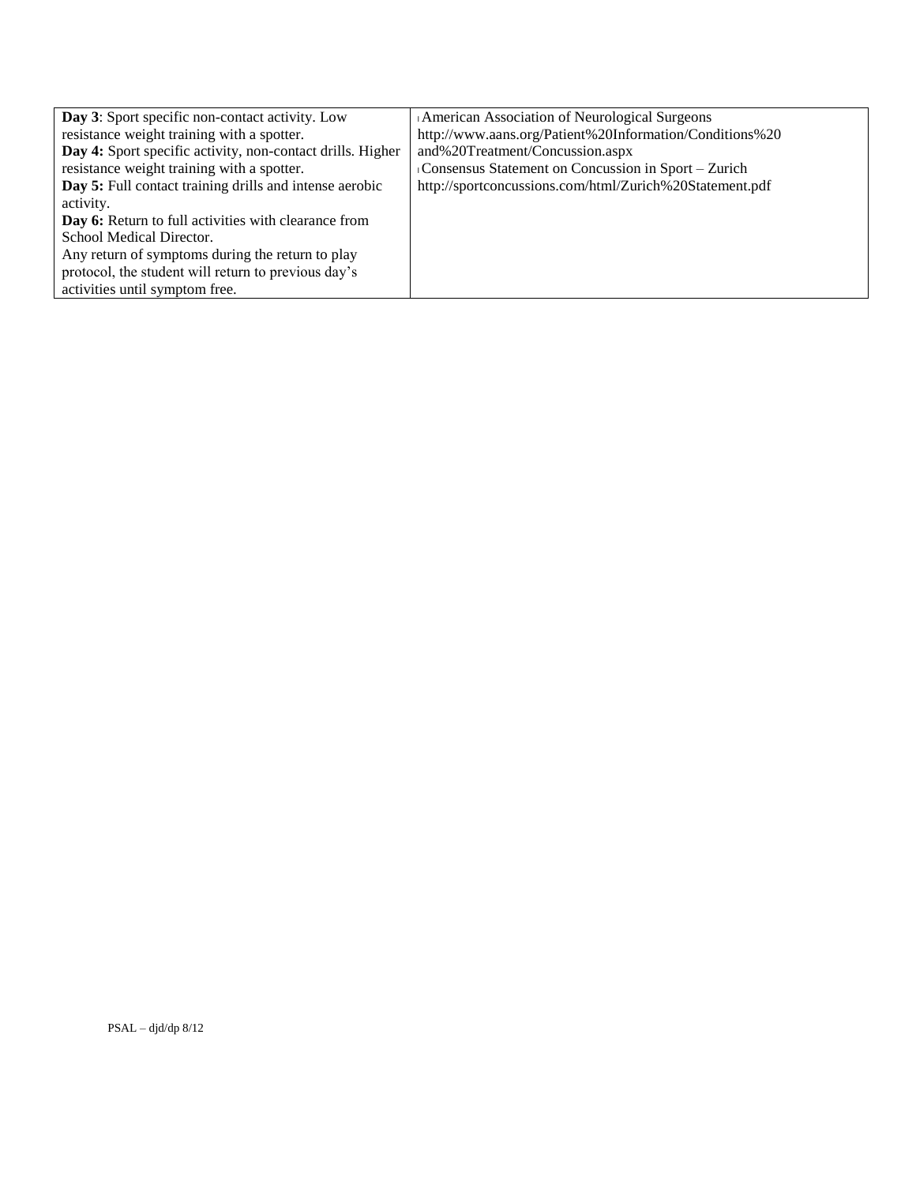| | |
|---|---|
| **Day 3**: Sport specific non-contact activity. Low resistance weight training with a spotter.<br>**Day 4:** Sport specific activity, non-contact drills. Higher resistance weight training with a spotter.<br>**Day 5:** Full contact training drills and intense aerobic activity.<br>**Day 6:** Return to full activities with clearance from School Medical Director.<br>Any return of symptoms during the return to play protocol, the student will return to previous day's activities until symptom free. | [1] American Association of Neurological Surgeons http://www.aans.org/Patient%20Information/Conditions%20and%20Treatment/Concussion.aspx<br>[1] Consensus Statement on Concussion in Sport – Zurich http://sportconcussions.com/html/Zurich%20Statement.pdf |

PSAL – djd/dp 8/12